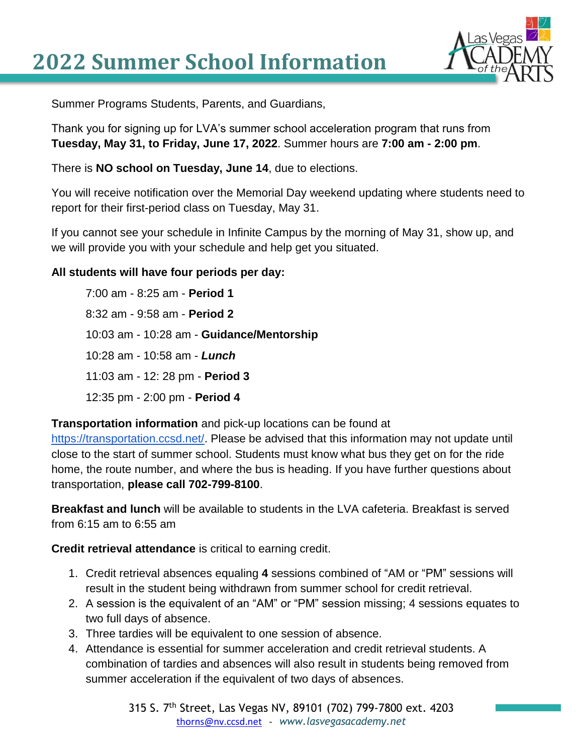# 2022 Summer School Information

Summer Programs Students, Parents, and Guardians,

Thank you for signing up for LVA's summer school acceleration program that runs from **Tuesday, May 31, to Friday, June 17, 2022**. Summer hours are **7:00 am - 2:00 pm**.

There is **NO school on Tuesday, June 14**, due to elections.

You will receive notification over the Memorial Day weekend updating where students need to report for their first-period class on Tuesday, May 31.

If you cannot see your schedule in Infinite Campus by the morning of May 31, show up, and we will provide you with your schedule and help get you situated.

**All students will have four periods per day:**

7:00 am - 8:25 am - **Period 1**

8:32 am - 9:58 am - **Period 2**

10:03 am - 10:28 am - **Guidance/Mentorship**

10:28 am - 10:58 am - ***Lunch***

11:03 am - 12: 28 pm - **Period 3**

12:35 pm - 2:00 pm - **Period 4**

**Transportation information** and pick-up locations can be found at https://transportation.ccsd.net/. Please be advised that this information may not update until close to the start of summer school. Students must know what bus they get on for the ride home, the route number, and where the bus is heading. If you have further questions about transportation, **please call 702-799-8100**.

**Breakfast and lunch** will be available to students in the LVA cafeteria. Breakfast is served from 6:15 am to 6:55 am

**Credit retrieval attendance** is critical to earning credit.

1. Credit retrieval absences equaling **4** sessions combined of "AM or "PM" sessions will result in the student being withdrawn from summer school for credit retrieval.
2. A session is the equivalent of an "AM" or "PM" session missing; 4 sessions equates to two full days of absence.
3. Three tardies will be equivalent to one session of absence.
4. Attendance is essential for summer acceleration and credit retrieval students. A combination of tardies and absences will also result in students being removed from summer acceleration if the equivalent of two days of absences.

315 S. 7th Street, Las Vegas NV, 89101 (702) 799-7800 ext. 4203
thorns@nv.ccsd.net - *www.lasvegasacademy.net*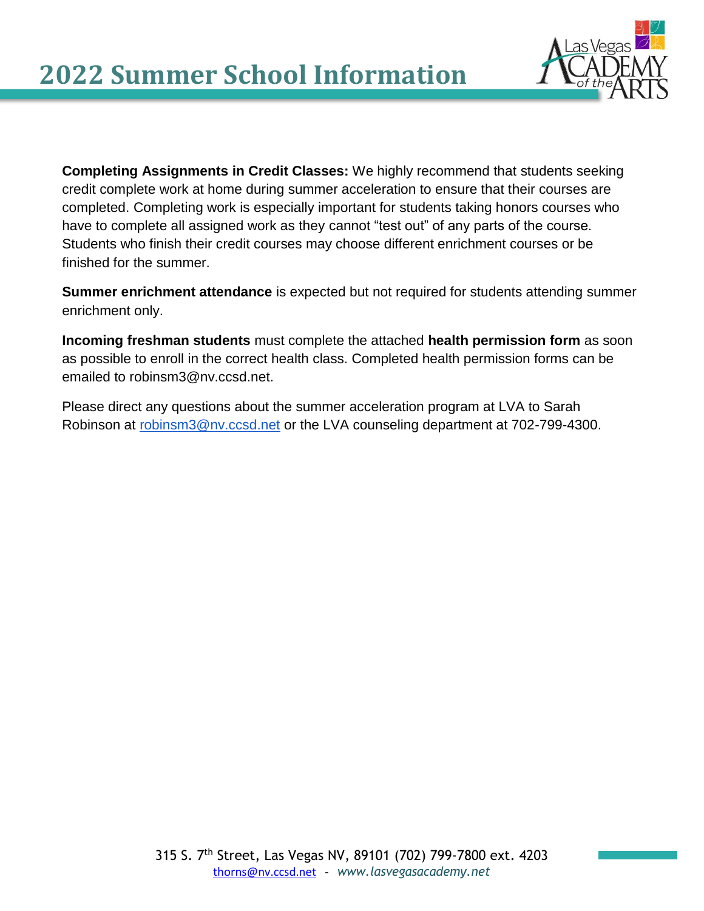# 2022 Summer School Information

**Completing Assignments in Credit Classes:** We highly recommend that students seeking credit complete work at home during summer acceleration to ensure that their courses are completed. Completing work is especially important for students taking honors courses who have to complete all assigned work as they cannot "test out" of any parts of the course. Students who finish their credit courses may choose different enrichment courses or be finished for the summer.

**Summer enrichment attendance** is expected but not required for students attending summer enrichment only.

**Incoming freshman students** must complete the attached **health permission form** as soon as possible to enroll in the correct health class. Completed health permission forms can be emailed to robinsm3@nv.ccsd.net.

Please direct any questions about the summer acceleration program at LVA to Sarah Robinson at robinsm3@nv.ccsd.net or the LVA counseling department at 702-799-4300.